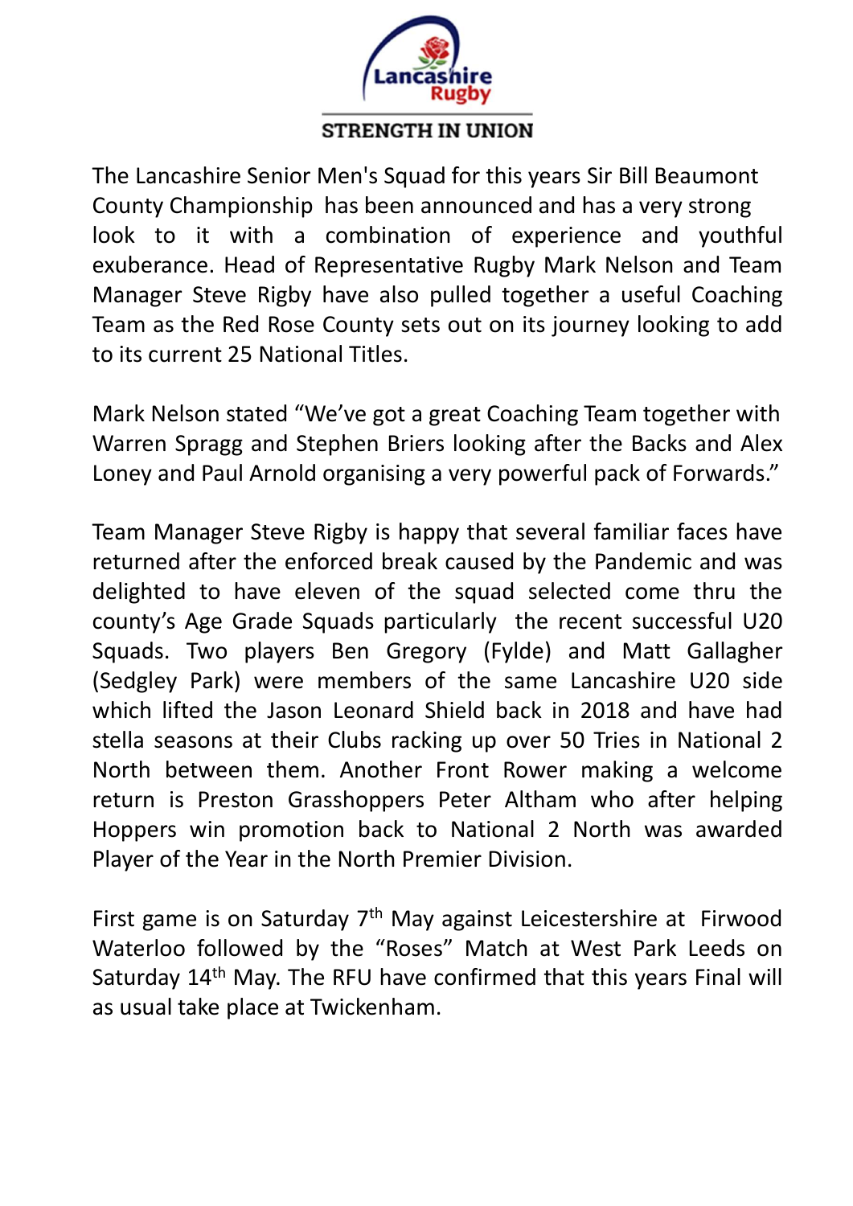Lancashire Rugby

STRENGTH IN UNION

The Lancashire Senior Men's Squad for this years Sir Bill Beaumont County Championship has been announced and has a very strong look to it with a combination of experience and youthful exuberance. Head of Representative Rugby Mark Nelson and Team Manager Steve Rigby have also pulled together a useful Coaching Team as the Red Rose County sets out on its journey looking to add to its current 25 National Titles.

Mark Nelson stated "We've got a great Coaching Team together with Warren Spragg and Stephen Briers looking after the Backs and Alex Loney and Paul Arnold organising a very powerful pack of Forwards."

Team Manager Steve Rigby is happy that several familiar faces have returned after the enforced break caused by the Pandemic and was delighted to have eleven of the squad selected come thru the county's Age Grade Squads particularly the recent successful U20 Squads. Two players Ben Gregory (Fylde) and Matt Gallagher (Sedgley Park) were members of the same Lancashire U20 side which lifted the Jason Leonard Shield back in 2018 and have had stella seasons at their Clubs racking up over 50 Tries in National 2 North between them. Another Front Rower making a welcome return is Preston Grasshoppers Peter Altham who after helping Hoppers win promotion back to National 2 North was awarded Player of the Year in the North Premier Division.

First game is on Saturday 7th May against Leicestershire at Firwood Waterloo followed by the "Roses" Match at West Park Leeds on Saturday 14th May. The RFU have confirmed that this years Final will as usual take place at Twickenham.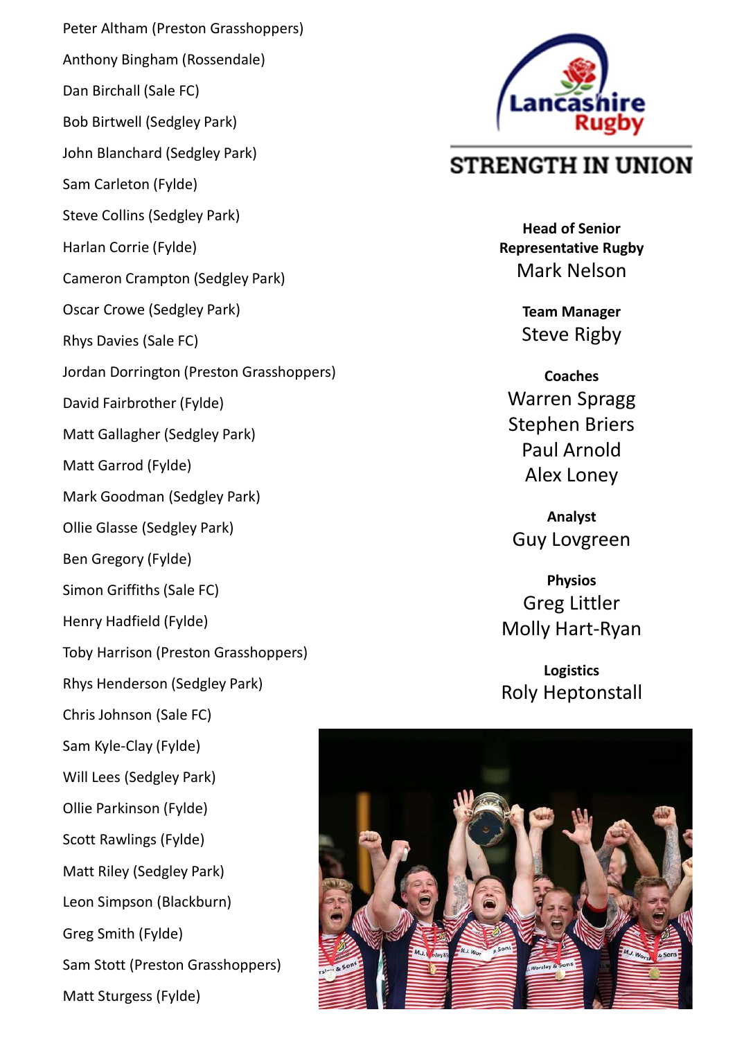Peter Altham (Preston Grasshoppers)
Anthony Bingham (Rossendale)
Dan Birchall (Sale FC)
Bob Birtwell (Sedgley Park)
John Blanchard (Sedgley Park)
Sam Carleton (Fylde)
Steve Collins (Sedgley Park)
Harlan Corrie (Fylde)
Cameron Crampton (Sedgley Park)
Oscar Crowe (Sedgley Park)
Rhys Davies (Sale FC)
Jordan Dorrington (Preston Grasshoppers)
David Fairbrother (Fylde)
Matt Gallagher (Sedgley Park)
Matt Garrod (Fylde)
Mark Goodman (Sedgley Park)
Ollie Glasse (Sedgley Park)
Ben Gregory (Fylde)
Simon Griffiths (Sale FC)
Henry Hadfield (Fylde)
Toby Harrison (Preston Grasshoppers)
Rhys Henderson (Sedgley Park)
Chris Johnson (Sale FC)
Sam Kyle-Clay (Fylde)
Will Lees (Sedgley Park)
Ollie Parkinson (Fylde)
Scott Rawlings (Fylde)
Matt Riley (Sedgley Park)
Leon Simpson (Blackburn)
Greg Smith (Fylde)
Sam Stott (Preston Grasshoppers)
Matt Sturgess (Fylde)

Lancashire Rugby

STRENGTH IN UNION

**Head of Senior Representative Rugby**
Mark Nelson

**Team Manager**
Steve Rigby

**Coaches**
Warren Spragg
Stephen Briers
Paul Arnold
Alex Loney

**Analyst**
Guy Lovgreen

**Physios**
Greg Littler
Molly Hart-Ryan

**Logistics**
Roly Heptonstall